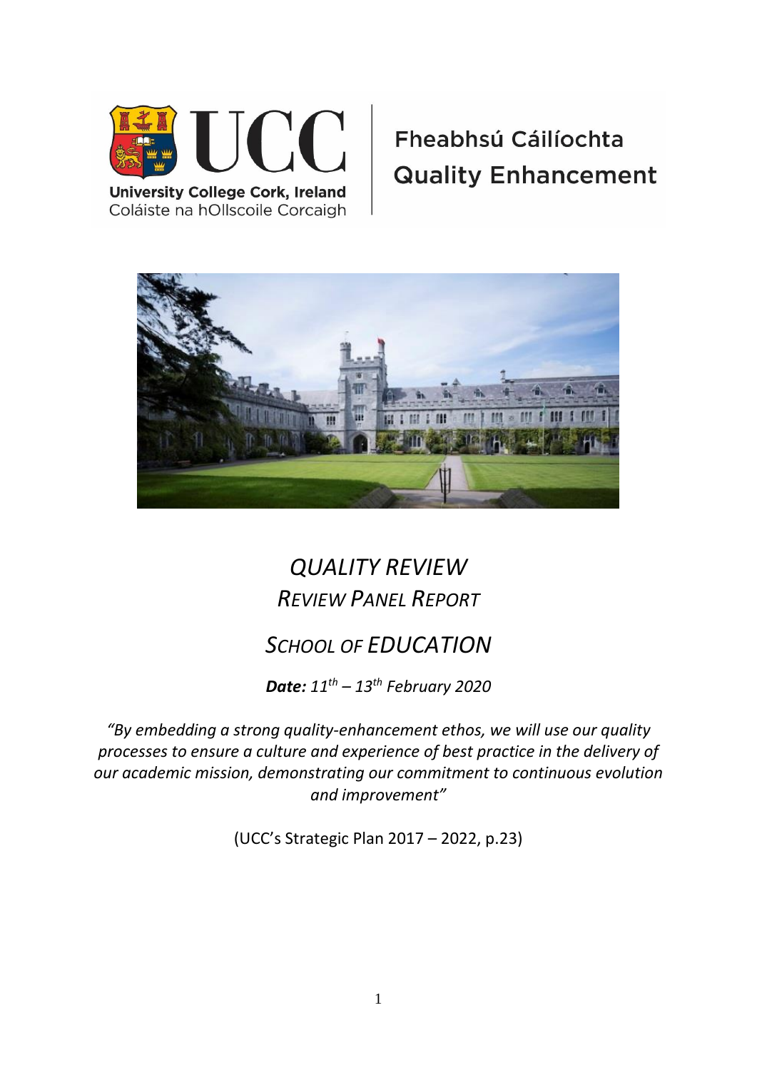University College Cork, Ireland
Coláiste na hOllscoile Corcaigh

Fheabhsú Cáilíochta
Quality Enhancement

# *QUALITY REVIEW*
## *REVIEW PANEL REPORT*

# *SCHOOL OF EDUCATION*

***Date:*** *11th – 13th February 2020*

*"By embedding a strong quality-enhancement ethos, we will use our quality processes to ensure a culture and experience of best practice in the delivery of our academic mission, demonstrating our commitment to continuous evolution and improvement"*

(UCC's Strategic Plan 2017 – 2022, p.23)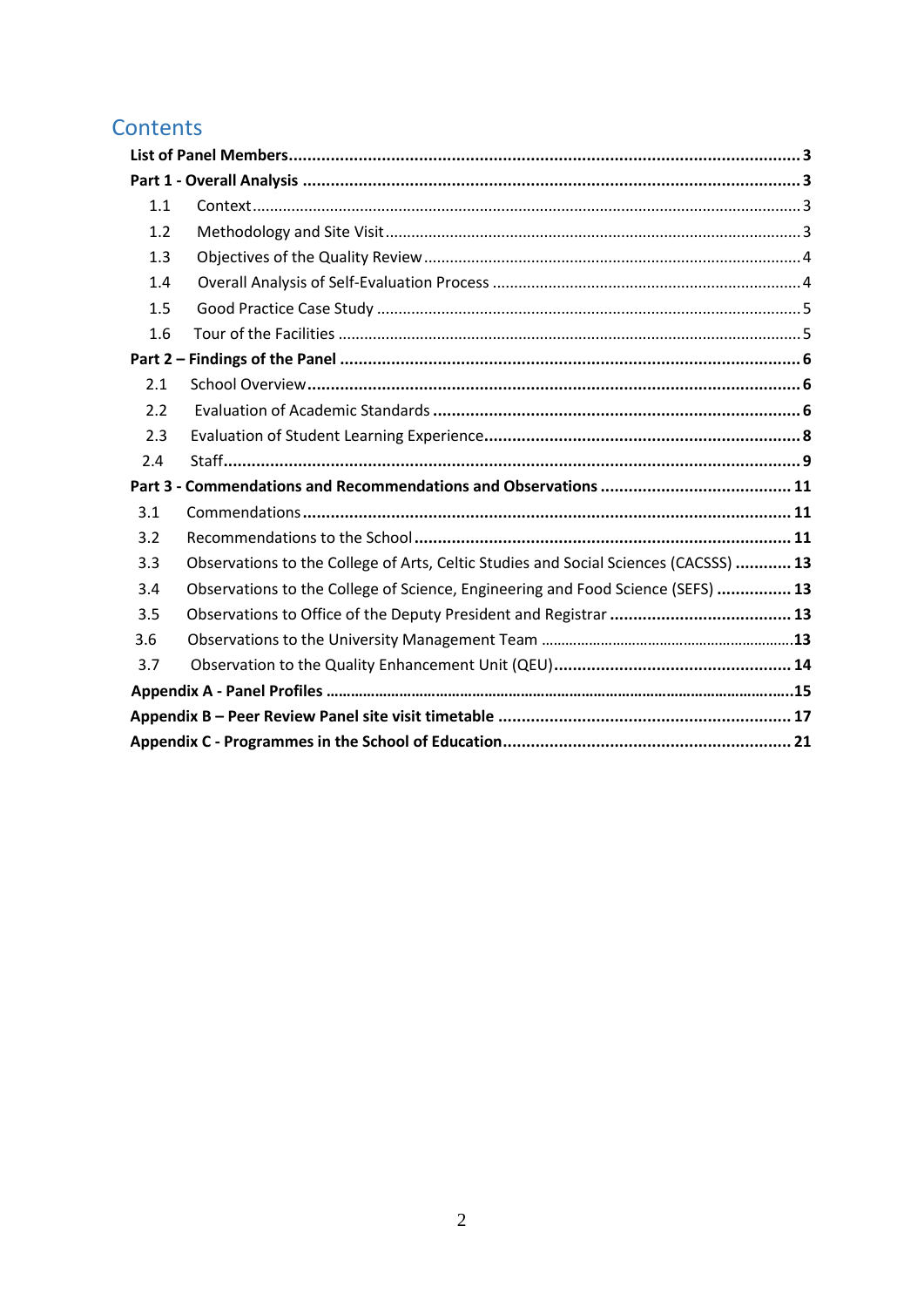# Contents

**List of Panel Members** ..... **3**

**Part 1 - Overall Analysis** ..... **3**

- 1.1 Context ..... 3
- 1.2 Methodology and Site Visit ..... 3
- 1.3 Objectives of the Quality Review ..... 4
- 1.4 Overall Analysis of Self-Evaluation Process ..... 4
- 1.5 Good Practice Case Study ..... 5
- 1.6 Tour of the Facilities ..... 5

**Part 2 – Findings of the Panel** ..... **6**

- 2.1 School Overview ..... 6
- 2.2 Evaluation of Academic Standards ..... 6
- 2.3 Evaluation of Student Learning Experience ..... 8
- 2.4 Staff ..... 9

**Part 3 - Commendations and Recommendations and Observations** ..... **11**

- 3.1 Commendations ..... 11
- 3.2 Recommendations to the School ..... 11
- 3.3 Observations to the College of Arts, Celtic Studies and Social Sciences (CACSSS) ..... 13
- 3.4 Observations to the College of Science, Engineering and Food Science (SEFS) ..... 13
- 3.5 Observations to Office of the Deputy President and Registrar ..... 13
- 3.6 Observations to the University Management Team ..... 13
- 3.7 Observation to the Quality Enhancement Unit (QEU) ..... 14

**Appendix A - Panel Profiles** ..... **15**

**Appendix B – Peer Review Panel site visit timetable** ..... **17**

**Appendix C - Programmes in the School of Education** ..... **21**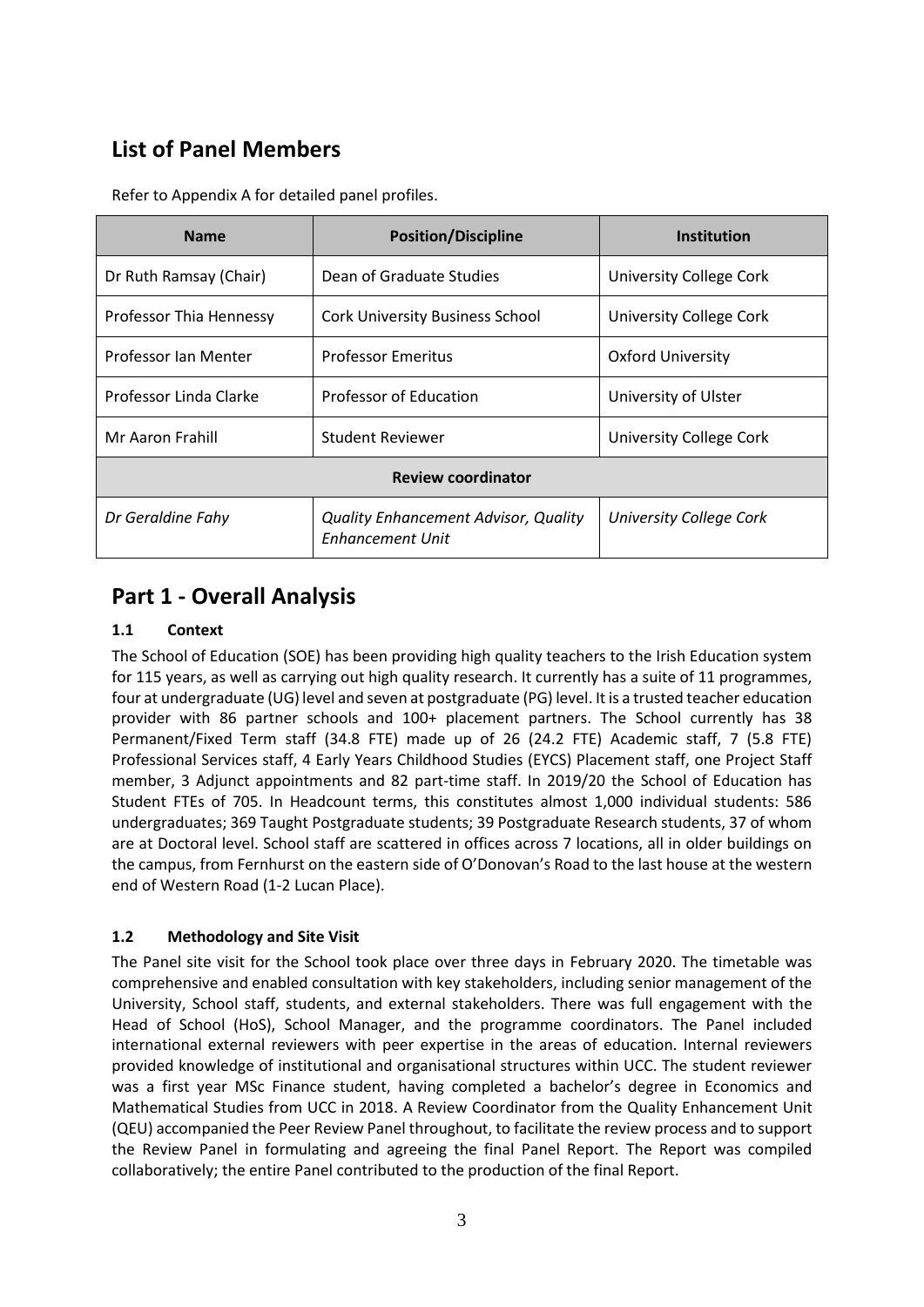## List of Panel Members

Refer to Appendix A for detailed panel profiles.

| Name | Position/Discipline | Institution |
|---|---|---|
| Dr Ruth Ramsay (Chair) | Dean of Graduate Studies | University College Cork |
| Professor Thia Hennessy | Cork University Business School | University College Cork |
| Professor Ian Menter | Professor Emeritus | Oxford University |
| Professor Linda Clarke | Professor of Education | University of Ulster |
| Mr Aaron Frahill | Student Reviewer | University College Cork |
| **Review coordinator** | | |
| *Dr Geraldine Fahy* | *Quality Enhancement Advisor, Quality Enhancement Unit* | *University College Cork* |

# Part 1 - Overall Analysis

### 1.1 Context

The School of Education (SOE) has been providing high quality teachers to the Irish Education system for 115 years, as well as carrying out high quality research. It currently has a suite of 11 programmes, four at undergraduate (UG) level and seven at postgraduate (PG) level. It is a trusted teacher education provider with 86 partner schools and 100+ placement partners. The School currently has 38 Permanent/Fixed Term staff (34.8 FTE) made up of 26 (24.2 FTE) Academic staff, 7 (5.8 FTE) Professional Services staff, 4 Early Years Childhood Studies (EYCS) Placement staff, one Project Staff member, 3 Adjunct appointments and 82 part-time staff. In 2019/20 the School of Education has Student FTEs of 705. In Headcount terms, this constitutes almost 1,000 individual students: 586 undergraduates; 369 Taught Postgraduate students; 39 Postgraduate Research students, 37 of whom are at Doctoral level. School staff are scattered in offices across 7 locations, all in older buildings on the campus, from Fernhurst on the eastern side of O'Donovan's Road to the last house at the western end of Western Road (1-2 Lucan Place).

### 1.2 Methodology and Site Visit

The Panel site visit for the School took place over three days in February 2020. The timetable was comprehensive and enabled consultation with key stakeholders, including senior management of the University, School staff, students, and external stakeholders. There was full engagement with the Head of School (HoS), School Manager, and the programme coordinators. The Panel included international external reviewers with peer expertise in the areas of education. Internal reviewers provided knowledge of institutional and organisational structures within UCC. The student reviewer was a first year MSc Finance student, having completed a bachelor's degree in Economics and Mathematical Studies from UCC in 2018. A Review Coordinator from the Quality Enhancement Unit (QEU) accompanied the Peer Review Panel throughout, to facilitate the review process and to support the Review Panel in formulating and agreeing the final Panel Report. The Report was compiled collaboratively; the entire Panel contributed to the production of the final Report.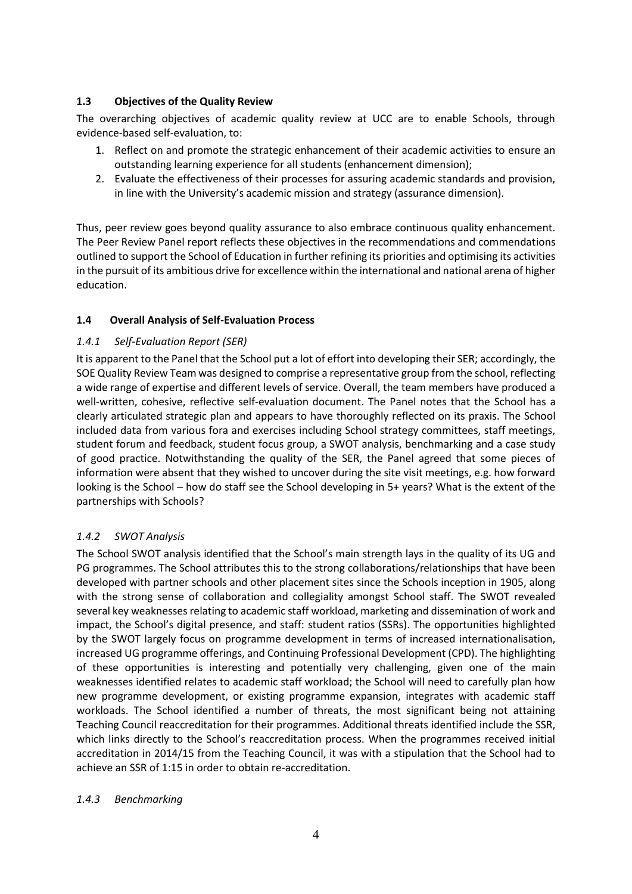### 1.3 Objectives of the Quality Review

The overarching objectives of academic quality review at UCC are to enable Schools, through evidence-based self-evaluation, to:

1. Reflect on and promote the strategic enhancement of their academic activities to ensure an outstanding learning experience for all students (enhancement dimension);
2. Evaluate the effectiveness of their processes for assuring academic standards and provision, in line with the University's academic mission and strategy (assurance dimension).

Thus, peer review goes beyond quality assurance to also embrace continuous quality enhancement. The Peer Review Panel report reflects these objectives in the recommendations and commendations outlined to support the School of Education in further refining its priorities and optimising its activities in the pursuit of its ambitious drive for excellence within the international and national arena of higher education.

### 1.4 Overall Analysis of Self-Evaluation Process

#### *1.4.1 Self-Evaluation Report (SER)*

It is apparent to the Panel that the School put a lot of effort into developing their SER; accordingly, the SOE Quality Review Team was designed to comprise a representative group from the school, reflecting a wide range of expertise and different levels of service. Overall, the team members have produced a well-written, cohesive, reflective self-evaluation document. The Panel notes that the School has a clearly articulated strategic plan and appears to have thoroughly reflected on its praxis. The School included data from various fora and exercises including School strategy committees, staff meetings, student forum and feedback, student focus group, a SWOT analysis, benchmarking and a case study of good practice. Notwithstanding the quality of the SER, the Panel agreed that some pieces of information were absent that they wished to uncover during the site visit meetings, e.g. how forward looking is the School – how do staff see the School developing in 5+ years? What is the extent of the partnerships with Schools?

#### *1.4.2 SWOT Analysis*

The School SWOT analysis identified that the School's main strength lays in the quality of its UG and PG programmes. The School attributes this to the strong collaborations/relationships that have been developed with partner schools and other placement sites since the Schools inception in 1905, along with the strong sense of collaboration and collegiality amongst School staff. The SWOT revealed several key weaknesses relating to academic staff workload, marketing and dissemination of work and impact, the School's digital presence, and staff: student ratios (SSRs). The opportunities highlighted by the SWOT largely focus on programme development in terms of increased internationalisation, increased UG programme offerings, and Continuing Professional Development (CPD). The highlighting of these opportunities is interesting and potentially very challenging, given one of the main weaknesses identified relates to academic staff workload; the School will need to carefully plan how new programme development, or existing programme expansion, integrates with academic staff workloads. The School identified a number of threats, the most significant being not attaining Teaching Council reaccreditation for their programmes. Additional threats identified include the SSR, which links directly to the School's reaccreditation process. When the programmes received initial accreditation in 2014/15 from the Teaching Council, it was with a stipulation that the School had to achieve an SSR of 1:15 in order to obtain re-accreditation.

#### *1.4.3 Benchmarking*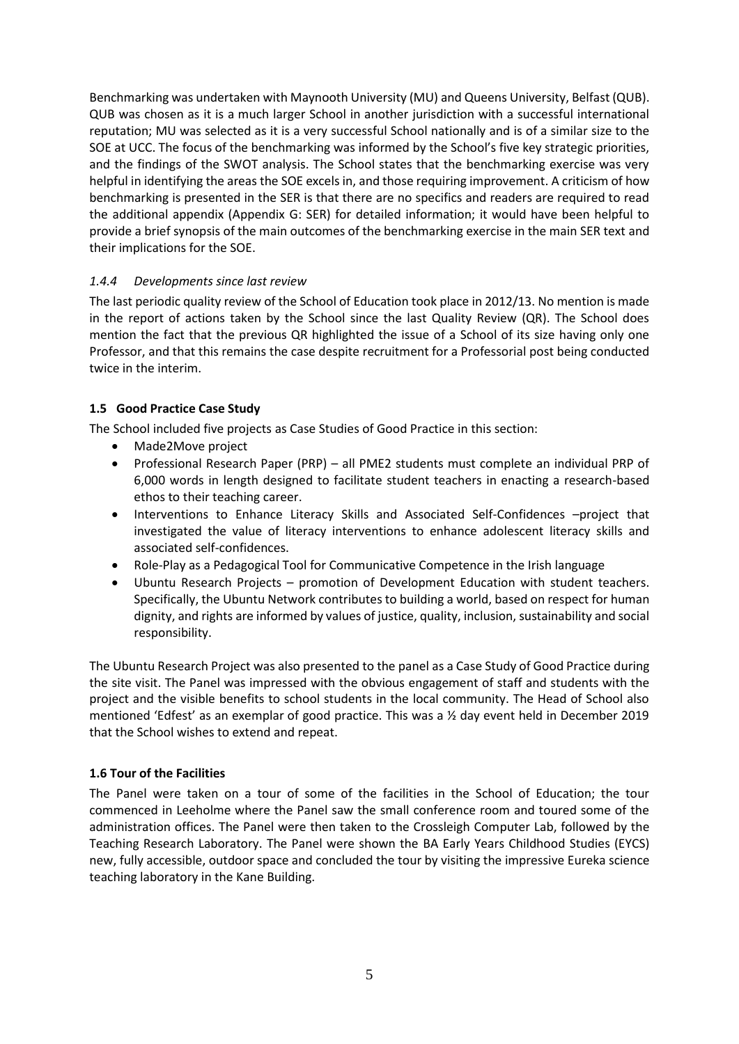Benchmarking was undertaken with Maynooth University (MU) and Queens University, Belfast (QUB). QUB was chosen as it is a much larger School in another jurisdiction with a successful international reputation; MU was selected as it is a very successful School nationally and is of a similar size to the SOE at UCC. The focus of the benchmarking was informed by the School's five key strategic priorities, and the findings of the SWOT analysis. The School states that the benchmarking exercise was very helpful in identifying the areas the SOE excels in, and those requiring improvement. A criticism of how benchmarking is presented in the SER is that there are no specifics and readers are required to read the additional appendix (Appendix G: SER) for detailed information; it would have been helpful to provide a brief synopsis of the main outcomes of the benchmarking exercise in the main SER text and their implications for the SOE.

#### *1.4.4 Developments since last review*

The last periodic quality review of the School of Education took place in 2012/13. No mention is made in the report of actions taken by the School since the last Quality Review (QR). The School does mention the fact that the previous QR highlighted the issue of a School of its size having only one Professor, and that this remains the case despite recruitment for a Professorial post being conducted twice in the interim.

### 1.5 Good Practice Case Study

The School included five projects as Case Studies of Good Practice in this section:

- Made2Move project
- Professional Research Paper (PRP) – all PME2 students must complete an individual PRP of 6,000 words in length designed to facilitate student teachers in enacting a research-based ethos to their teaching career.
- Interventions to Enhance Literacy Skills and Associated Self-Confidences –project that investigated the value of literacy interventions to enhance adolescent literacy skills and associated self-confidences.
- Role-Play as a Pedagogical Tool for Communicative Competence in the Irish language
- Ubuntu Research Projects – promotion of Development Education with student teachers. Specifically, the Ubuntu Network contributes to building a world, based on respect for human dignity, and rights are informed by values of justice, quality, inclusion, sustainability and social responsibility.

The Ubuntu Research Project was also presented to the panel as a Case Study of Good Practice during the site visit. The Panel was impressed with the obvious engagement of staff and students with the project and the visible benefits to school students in the local community. The Head of School also mentioned 'Edfest' as an exemplar of good practice. This was a ½ day event held in December 2019 that the School wishes to extend and repeat.

### 1.6 Tour of the Facilities

The Panel were taken on a tour of some of the facilities in the School of Education; the tour commenced in Leeholme where the Panel saw the small conference room and toured some of the administration offices. The Panel were then taken to the Crossleigh Computer Lab, followed by the Teaching Research Laboratory. The Panel were shown the BA Early Years Childhood Studies (EYCS) new, fully accessible, outdoor space and concluded the tour by visiting the impressive Eureka science teaching laboratory in the Kane Building.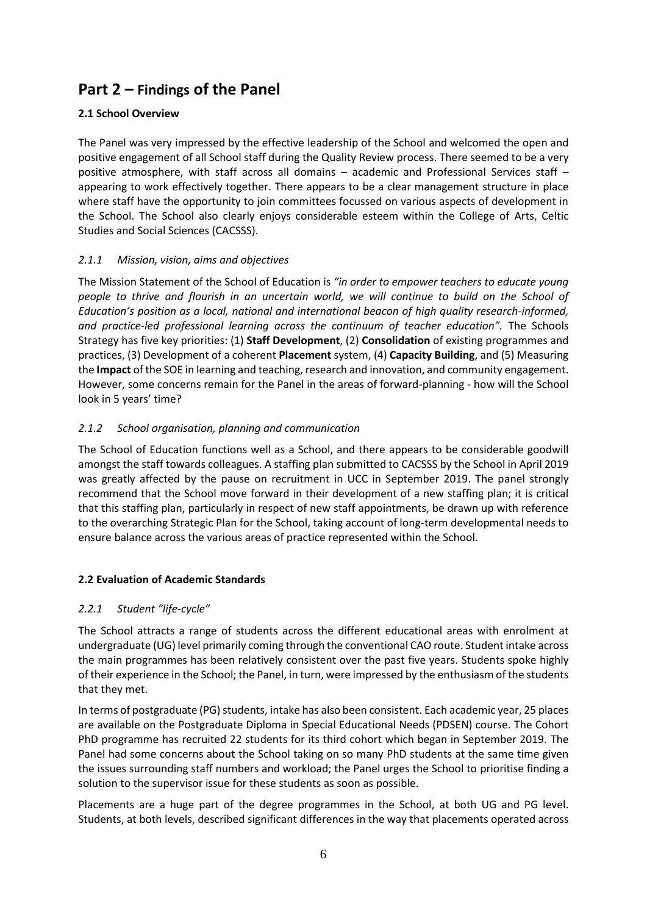# Part 2 – Findings of the Panel

### 2.1 School Overview

The Panel was very impressed by the effective leadership of the School and welcomed the open and positive engagement of all School staff during the Quality Review process. There seemed to be a very positive atmosphere, with staff across all domains – academic and Professional Services staff – appearing to work effectively together. There appears to be a clear management structure in place where staff have the opportunity to join committees focussed on various aspects of development in the School. The School also clearly enjoys considerable esteem within the College of Arts, Celtic Studies and Social Sciences (CACSSS).

#### *2.1.1 Mission, vision, aims and objectives*

The Mission Statement of the School of Education is *"in order to empower teachers to educate young people to thrive and flourish in an uncertain world, we will continue to build on the School of Education's position as a local, national and international beacon of high quality research-informed, and practice-led professional learning across the continuum of teacher education".* The Schools Strategy has five key priorities: (1) **Staff Development**, (2) **Consolidation** of existing programmes and practices, (3) Development of a coherent **Placement** system, (4) **Capacity Building**, and (5) Measuring the **Impact** of the SOE in learning and teaching, research and innovation, and community engagement. However, some concerns remain for the Panel in the areas of forward-planning - how will the School look in 5 years' time?

#### *2.1.2 School organisation, planning and communication*

The School of Education functions well as a School, and there appears to be considerable goodwill amongst the staff towards colleagues. A staffing plan submitted to CACSSS by the School in April 2019 was greatly affected by the pause on recruitment in UCC in September 2019. The panel strongly recommend that the School move forward in their development of a new staffing plan; it is critical that this staffing plan, particularly in respect of new staff appointments, be drawn up with reference to the overarching Strategic Plan for the School, taking account of long-term developmental needs to ensure balance across the various areas of practice represented within the School.

### 2.2 Evaluation of Academic Standards

#### *2.2.1 Student "life-cycle"*

The School attracts a range of students across the different educational areas with enrolment at undergraduate (UG) level primarily coming through the conventional CAO route. Student intake across the main programmes has been relatively consistent over the past five years. Students spoke highly of their experience in the School; the Panel, in turn, were impressed by the enthusiasm of the students that they met.

In terms of postgraduate (PG) students, intake has also been consistent. Each academic year, 25 places are available on the Postgraduate Diploma in Special Educational Needs (PDSEN) course. The Cohort PhD programme has recruited 22 students for its third cohort which began in September 2019. The Panel had some concerns about the School taking on so many PhD students at the same time given the issues surrounding staff numbers and workload; the Panel urges the School to prioritise finding a solution to the supervisor issue for these students as soon as possible.

Placements are a huge part of the degree programmes in the School, at both UG and PG level. Students, at both levels, described significant differences in the way that placements operated across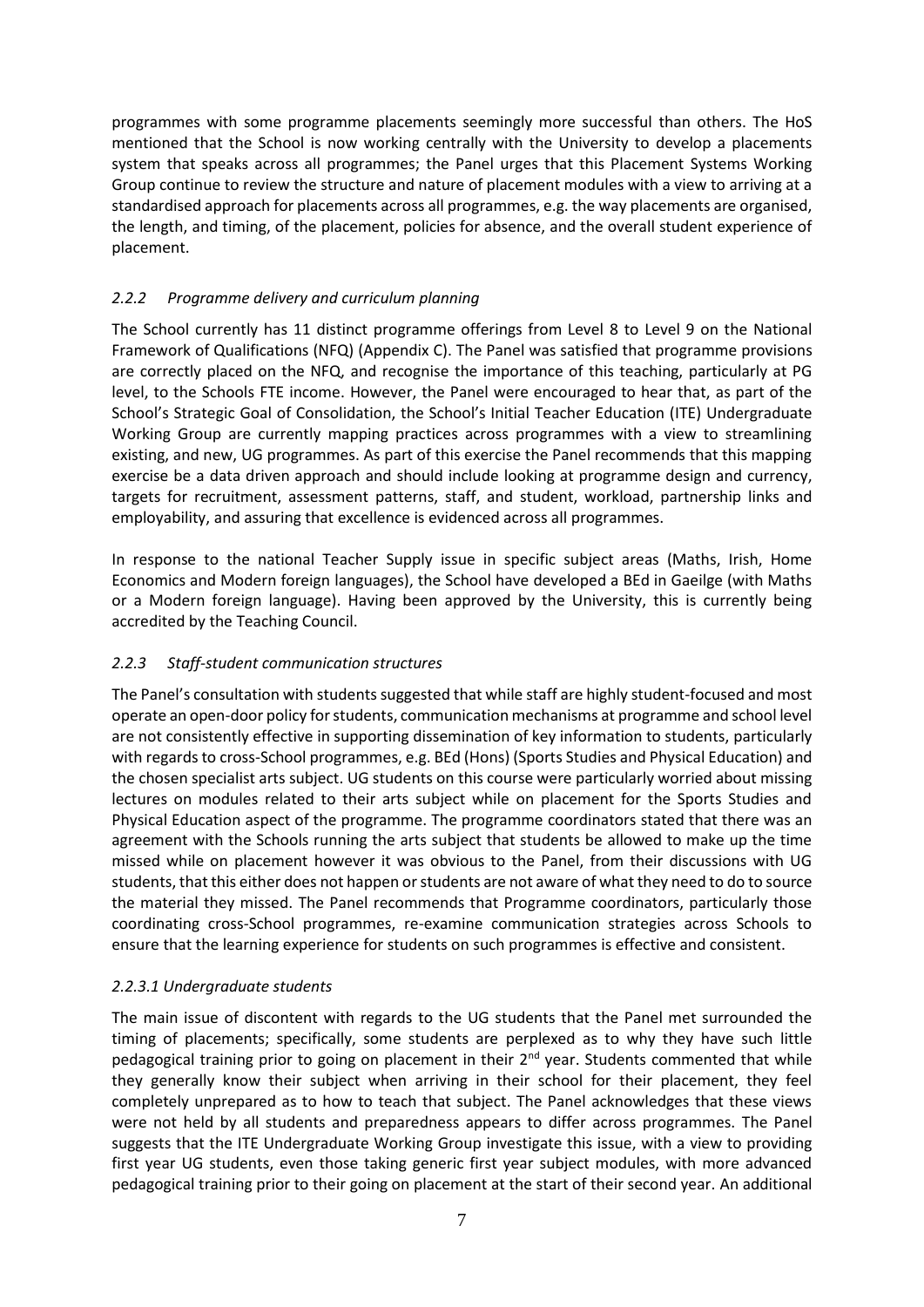programmes with some programme placements seemingly more successful than others. The HoS mentioned that the School is now working centrally with the University to develop a placements system that speaks across all programmes; the Panel urges that this Placement Systems Working Group continue to review the structure and nature of placement modules with a view to arriving at a standardised approach for placements across all programmes, e.g. the way placements are organised, the length, and timing, of the placement, policies for absence, and the overall student experience of placement.

### *2.2.2 Programme delivery and curriculum planning*

The School currently has 11 distinct programme offerings from Level 8 to Level 9 on the National Framework of Qualifications (NFQ) (Appendix C). The Panel was satisfied that programme provisions are correctly placed on the NFQ, and recognise the importance of this teaching, particularly at PG level, to the Schools FTE income. However, the Panel were encouraged to hear that, as part of the School's Strategic Goal of Consolidation, the School's Initial Teacher Education (ITE) Undergraduate Working Group are currently mapping practices across programmes with a view to streamlining existing, and new, UG programmes. As part of this exercise the Panel recommends that this mapping exercise be a data driven approach and should include looking at programme design and currency, targets for recruitment, assessment patterns, staff, and student, workload, partnership links and employability, and assuring that excellence is evidenced across all programmes.

In response to the national Teacher Supply issue in specific subject areas (Maths, Irish, Home Economics and Modern foreign languages), the School have developed a BEd in Gaeilge (with Maths or a Modern foreign language). Having been approved by the University, this is currently being accredited by the Teaching Council.

### *2.2.3 Staff-student communication structures*

The Panel's consultation with students suggested that while staff are highly student-focused and most operate an open-door policy for students, communication mechanisms at programme and school level are not consistently effective in supporting dissemination of key information to students, particularly with regards to cross-School programmes, e.g. BEd (Hons) (Sports Studies and Physical Education) and the chosen specialist arts subject. UG students on this course were particularly worried about missing lectures on modules related to their arts subject while on placement for the Sports Studies and Physical Education aspect of the programme. The programme coordinators stated that there was an agreement with the Schools running the arts subject that students be allowed to make up the time missed while on placement however it was obvious to the Panel, from their discussions with UG students, that this either does not happen or students are not aware of what they need to do to source the material they missed. The Panel recommends that Programme coordinators, particularly those coordinating cross-School programmes, re-examine communication strategies across Schools to ensure that the learning experience for students on such programmes is effective and consistent.

#### *2.2.3.1 Undergraduate students*

The main issue of discontent with regards to the UG students that the Panel met surrounded the timing of placements; specifically, some students are perplexed as to why they have such little pedagogical training prior to going on placement in their 2nd year. Students commented that while they generally know their subject when arriving in their school for their placement, they feel completely unprepared as to how to teach that subject. The Panel acknowledges that these views were not held by all students and preparedness appears to differ across programmes. The Panel suggests that the ITE Undergraduate Working Group investigate this issue, with a view to providing first year UG students, even those taking generic first year subject modules, with more advanced pedagogical training prior to their going on placement at the start of their second year. An additional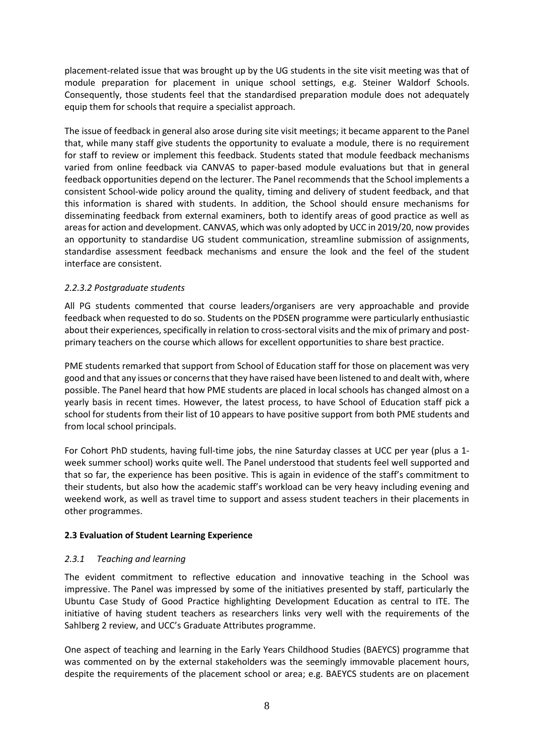placement-related issue that was brought up by the UG students in the site visit meeting was that of module preparation for placement in unique school settings, e.g. Steiner Waldorf Schools. Consequently, those students feel that the standardised preparation module does not adequately equip them for schools that require a specialist approach.

The issue of feedback in general also arose during site visit meetings; it became apparent to the Panel that, while many staff give students the opportunity to evaluate a module, there is no requirement for staff to review or implement this feedback. Students stated that module feedback mechanisms varied from online feedback via CANVAS to paper-based module evaluations but that in general feedback opportunities depend on the lecturer. The Panel recommends that the School implements a consistent School-wide policy around the quality, timing and delivery of student feedback, and that this information is shared with students. In addition, the School should ensure mechanisms for disseminating feedback from external examiners, both to identify areas of good practice as well as areas for action and development. CANVAS, which was only adopted by UCC in 2019/20, now provides an opportunity to standardise UG student communication, streamline submission of assignments, standardise assessment feedback mechanisms and ensure the look and the feel of the student interface are consistent.

### *2.2.3.2 Postgraduate students*

All PG students commented that course leaders/organisers are very approachable and provide feedback when requested to do so. Students on the PDSEN programme were particularly enthusiastic about their experiences, specifically in relation to cross-sectoral visits and the mix of primary and post-primary teachers on the course which allows for excellent opportunities to share best practice.

PME students remarked that support from School of Education staff for those on placement was very good and that any issues or concerns that they have raised have been listened to and dealt with, where possible. The Panel heard that how PME students are placed in local schools has changed almost on a yearly basis in recent times. However, the latest process, to have School of Education staff pick a school for students from their list of 10 appears to have positive support from both PME students and from local school principals.

For Cohort PhD students, having full-time jobs, the nine Saturday classes at UCC per year (plus a 1-week summer school) works quite well. The Panel understood that students feel well supported and that so far, the experience has been positive. This is again in evidence of the staff's commitment to their students, but also how the academic staff's workload can be very heavy including evening and weekend work, as well as travel time to support and assess student teachers in their placements in other programmes.

## **2.3 Evaluation of Student Learning Experience**

### *2.3.1 Teaching and learning*

The evident commitment to reflective education and innovative teaching in the School was impressive. The Panel was impressed by some of the initiatives presented by staff, particularly the Ubuntu Case Study of Good Practice highlighting Development Education as central to ITE. The initiative of having student teachers as researchers links very well with the requirements of the Sahlberg 2 review, and UCC's Graduate Attributes programme.

One aspect of teaching and learning in the Early Years Childhood Studies (BAEYCS) programme that was commented on by the external stakeholders was the seemingly immovable placement hours, despite the requirements of the placement school or area; e.g. BAEYCS students are on placement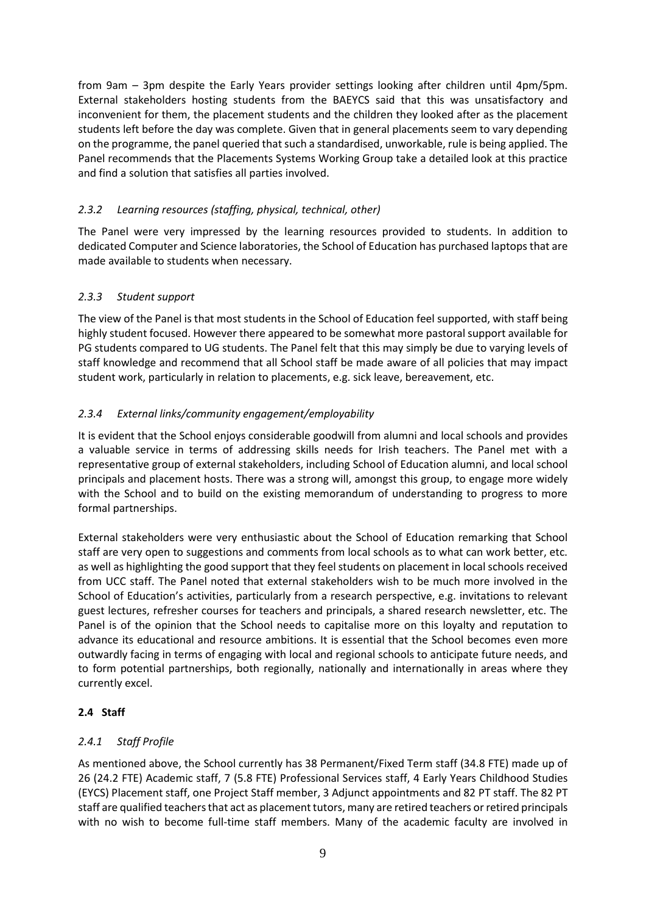from 9am – 3pm despite the Early Years provider settings looking after children until 4pm/5pm. External stakeholders hosting students from the BAEYCS said that this was unsatisfactory and inconvenient for them, the placement students and the children they looked after as the placement students left before the day was complete. Given that in general placements seem to vary depending on the programme, the panel queried that such a standardised, unworkable, rule is being applied. The Panel recommends that the Placements Systems Working Group take a detailed look at this practice and find a solution that satisfies all parties involved.

### *2.3.2 Learning resources (staffing, physical, technical, other)*

The Panel were very impressed by the learning resources provided to students. In addition to dedicated Computer and Science laboratories, the School of Education has purchased laptops that are made available to students when necessary.

### *2.3.3 Student support*

The view of the Panel is that most students in the School of Education feel supported, with staff being highly student focused. However there appeared to be somewhat more pastoral support available for PG students compared to UG students. The Panel felt that this may simply be due to varying levels of staff knowledge and recommend that all School staff be made aware of all policies that may impact student work, particularly in relation to placements, e.g. sick leave, bereavement, etc.

### *2.3.4 External links/community engagement/employability*

It is evident that the School enjoys considerable goodwill from alumni and local schools and provides a valuable service in terms of addressing skills needs for Irish teachers. The Panel met with a representative group of external stakeholders, including School of Education alumni, and local school principals and placement hosts. There was a strong will, amongst this group, to engage more widely with the School and to build on the existing memorandum of understanding to progress to more formal partnerships.

External stakeholders were very enthusiastic about the School of Education remarking that School staff are very open to suggestions and comments from local schools as to what can work better, etc. as well as highlighting the good support that they feel students on placement in local schools received from UCC staff. The Panel noted that external stakeholders wish to be much more involved in the School of Education's activities, particularly from a research perspective, e.g. invitations to relevant guest lectures, refresher courses for teachers and principals, a shared research newsletter, etc. The Panel is of the opinion that the School needs to capitalise more on this loyalty and reputation to advance its educational and resource ambitions. It is essential that the School becomes even more outwardly facing in terms of engaging with local and regional schools to anticipate future needs, and to form potential partnerships, both regionally, nationally and internationally in areas where they currently excel.

## **2.4 Staff**

### *2.4.1 Staff Profile*

As mentioned above, the School currently has 38 Permanent/Fixed Term staff (34.8 FTE) made up of 26 (24.2 FTE) Academic staff, 7 (5.8 FTE) Professional Services staff, 4 Early Years Childhood Studies (EYCS) Placement staff, one Project Staff member, 3 Adjunct appointments and 82 PT staff. The 82 PT staff are qualified teachers that act as placement tutors, many are retired teachers or retired principals with no wish to become full-time staff members. Many of the academic faculty are involved in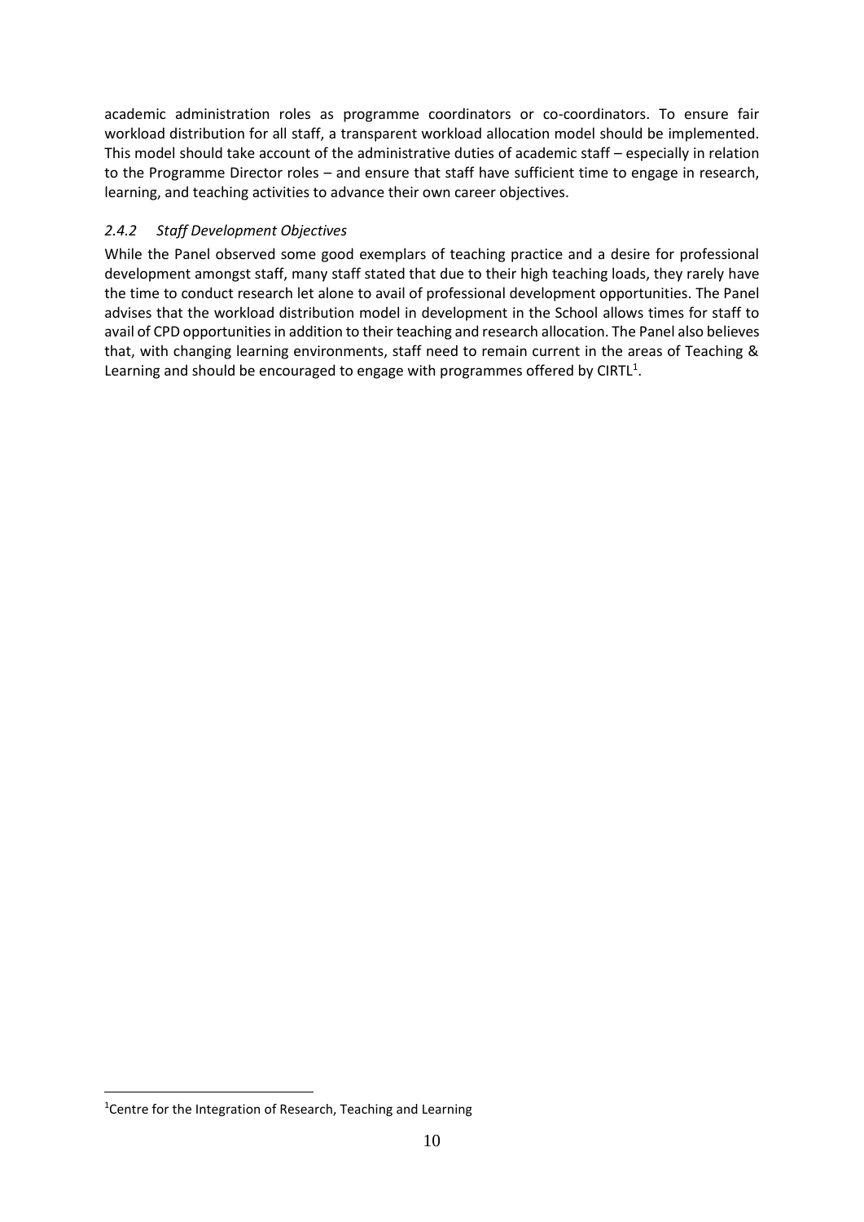academic administration roles as programme coordinators or co-coordinators. To ensure fair workload distribution for all staff, a transparent workload allocation model should be implemented. This model should take account of the administrative duties of academic staff – especially in relation to the Programme Director roles – and ensure that staff have sufficient time to engage in research, learning, and teaching activities to advance their own career objectives.

### *2.4.2 Staff Development Objectives*

While the Panel observed some good exemplars of teaching practice and a desire for professional development amongst staff, many staff stated that due to their high teaching loads, they rarely have the time to conduct research let alone to avail of professional development opportunities. The Panel advises that the workload distribution model in development in the School allows times for staff to avail of CPD opportunities in addition to their teaching and research allocation. The Panel also believes that, with changing learning environments, staff need to remain current in the areas of Teaching & Learning and should be encouraged to engage with programmes offered by CIRTL[1].

---

[1]Centre for the Integration of Research, Teaching and Learning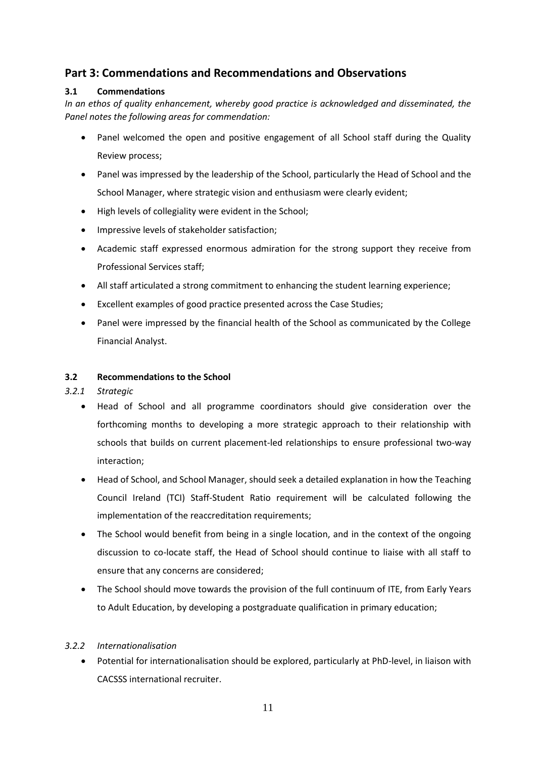## Part 3: Commendations and Recommendations and Observations

### 3.1 Commendations

*In an ethos of quality enhancement, whereby good practice is acknowledged and disseminated, the Panel notes the following areas for commendation:*

- Panel welcomed the open and positive engagement of all School staff during the Quality Review process;
- Panel was impressed by the leadership of the School, particularly the Head of School and the School Manager, where strategic vision and enthusiasm were clearly evident;
- High levels of collegiality were evident in the School;
- Impressive levels of stakeholder satisfaction;
- Academic staff expressed enormous admiration for the strong support they receive from Professional Services staff;
- All staff articulated a strong commitment to enhancing the student learning experience;
- Excellent examples of good practice presented across the Case Studies;
- Panel were impressed by the financial health of the School as communicated by the College Financial Analyst.

### 3.2 Recommendations to the School

#### *3.2.1 Strategic*

- Head of School and all programme coordinators should give consideration over the forthcoming months to developing a more strategic approach to their relationship with schools that builds on current placement-led relationships to ensure professional two-way interaction;
- Head of School, and School Manager, should seek a detailed explanation in how the Teaching Council Ireland (TCI) Staff-Student Ratio requirement will be calculated following the implementation of the reaccreditation requirements;
- The School would benefit from being in a single location, and in the context of the ongoing discussion to co-locate staff, the Head of School should continue to liaise with all staff to ensure that any concerns are considered;
- The School should move towards the provision of the full continuum of ITE, from Early Years to Adult Education, by developing a postgraduate qualification in primary education;

#### *3.2.2 Internationalisation*

- Potential for internationalisation should be explored, particularly at PhD-level, in liaison with CACSSS international recruiter.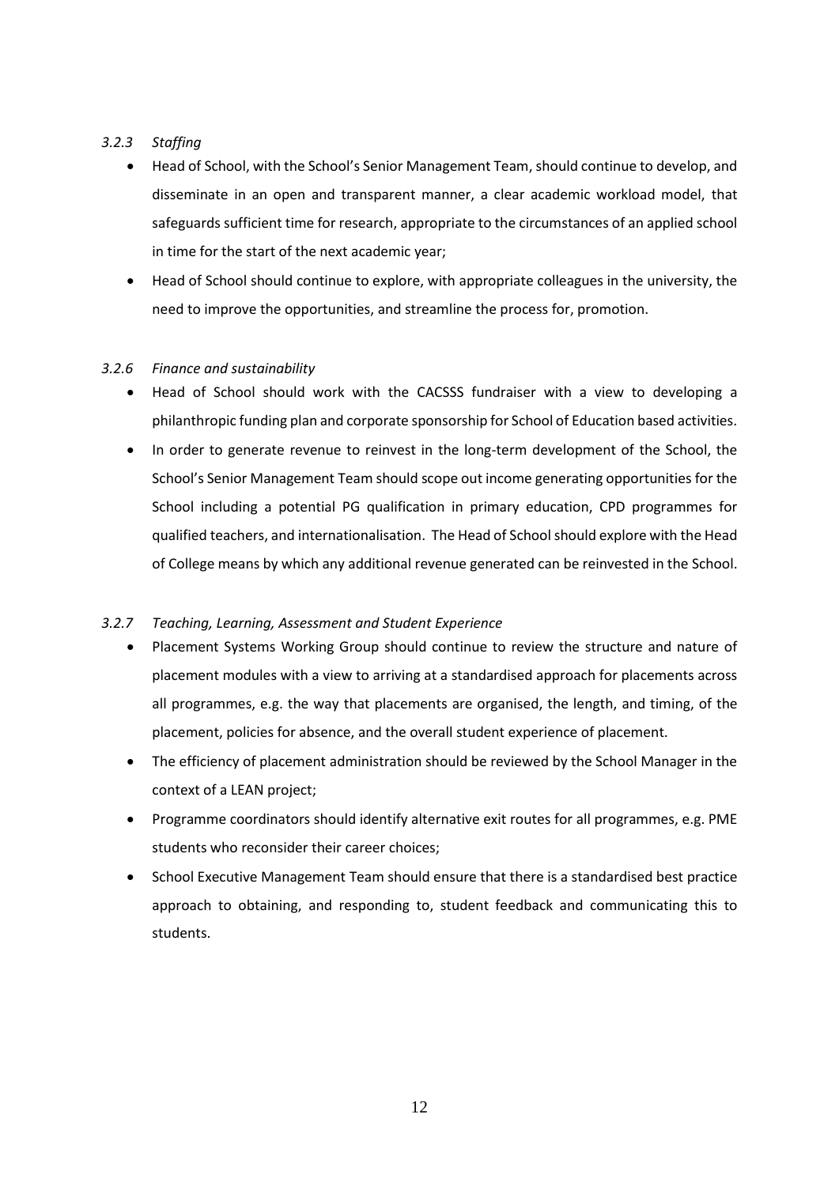#### *3.2.3 Staffing*

- Head of School, with the School's Senior Management Team, should continue to develop, and disseminate in an open and transparent manner, a clear academic workload model, that safeguards sufficient time for research, appropriate to the circumstances of an applied school in time for the start of the next academic year;
- Head of School should continue to explore, with appropriate colleagues in the university, the need to improve the opportunities, and streamline the process for, promotion.

#### *3.2.6 Finance and sustainability*

- Head of School should work with the CACSSS fundraiser with a view to developing a philanthropic funding plan and corporate sponsorship for School of Education based activities.
- In order to generate revenue to reinvest in the long-term development of the School, the School's Senior Management Team should scope out income generating opportunities for the School including a potential PG qualification in primary education, CPD programmes for qualified teachers, and internationalisation. The Head of School should explore with the Head of College means by which any additional revenue generated can be reinvested in the School.

#### *3.2.7 Teaching, Learning, Assessment and Student Experience*

- Placement Systems Working Group should continue to review the structure and nature of placement modules with a view to arriving at a standardised approach for placements across all programmes, e.g. the way that placements are organised, the length, and timing, of the placement, policies for absence, and the overall student experience of placement.
- The efficiency of placement administration should be reviewed by the School Manager in the context of a LEAN project;
- Programme coordinators should identify alternative exit routes for all programmes, e.g. PME students who reconsider their career choices;
- School Executive Management Team should ensure that there is a standardised best practice approach to obtaining, and responding to, student feedback and communicating this to students.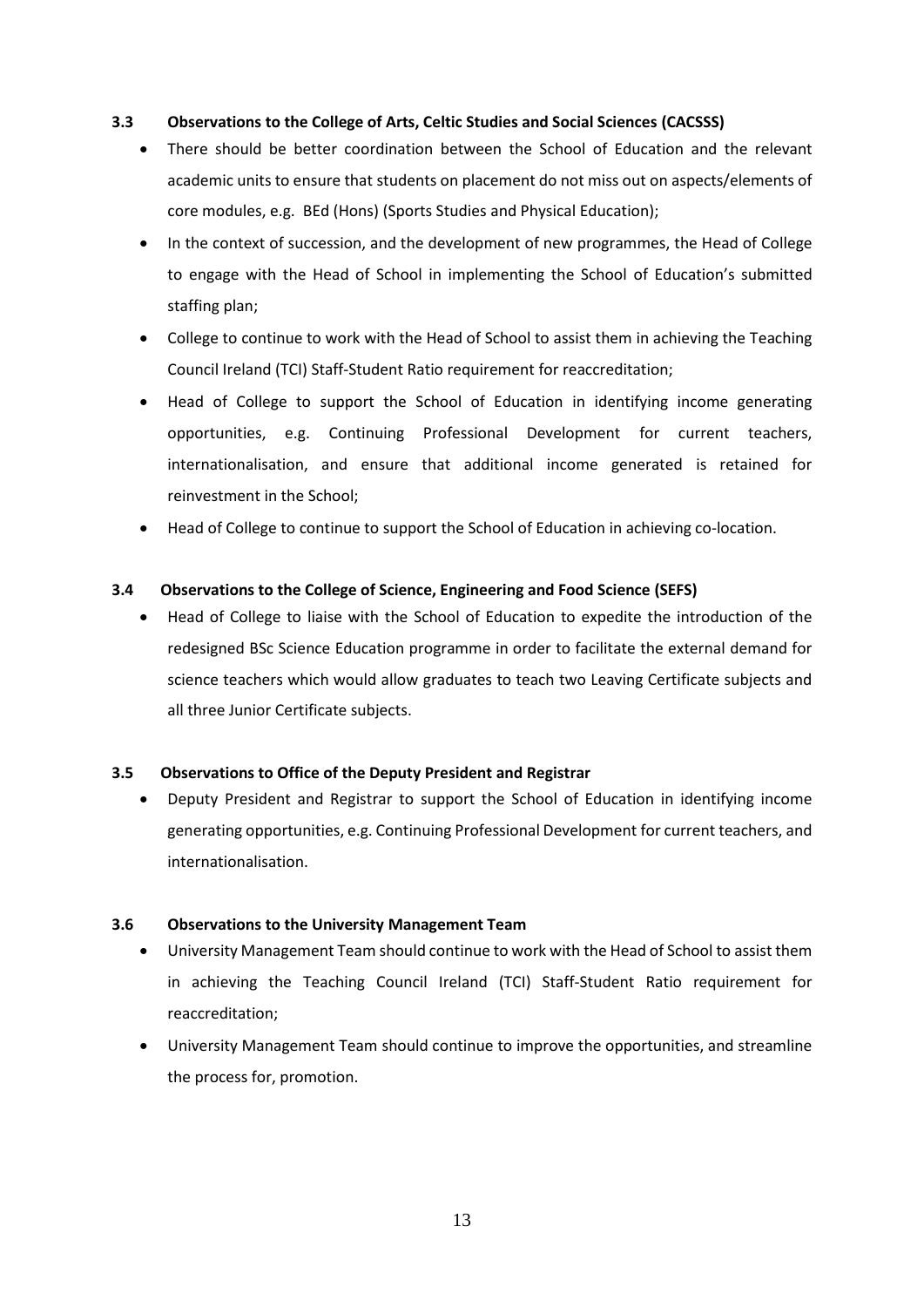### 3.3 Observations to the College of Arts, Celtic Studies and Social Sciences (CACSSS)

- There should be better coordination between the School of Education and the relevant academic units to ensure that students on placement do not miss out on aspects/elements of core modules, e.g. BEd (Hons) (Sports Studies and Physical Education);
- In the context of succession, and the development of new programmes, the Head of College to engage with the Head of School in implementing the School of Education's submitted staffing plan;
- College to continue to work with the Head of School to assist them in achieving the Teaching Council Ireland (TCI) Staff-Student Ratio requirement for reaccreditation;
- Head of College to support the School of Education in identifying income generating opportunities, e.g. Continuing Professional Development for current teachers, internationalisation, and ensure that additional income generated is retained for reinvestment in the School;
- Head of College to continue to support the School of Education in achieving co-location.

### 3.4 Observations to the College of Science, Engineering and Food Science (SEFS)

- Head of College to liaise with the School of Education to expedite the introduction of the redesigned BSc Science Education programme in order to facilitate the external demand for science teachers which would allow graduates to teach two Leaving Certificate subjects and all three Junior Certificate subjects.

### 3.5 Observations to Office of the Deputy President and Registrar

- Deputy President and Registrar to support the School of Education in identifying income generating opportunities, e.g. Continuing Professional Development for current teachers, and internationalisation.

### 3.6 Observations to the University Management Team

- University Management Team should continue to work with the Head of School to assist them in achieving the Teaching Council Ireland (TCI) Staff-Student Ratio requirement for reaccreditation;
- University Management Team should continue to improve the opportunities, and streamline the process for, promotion.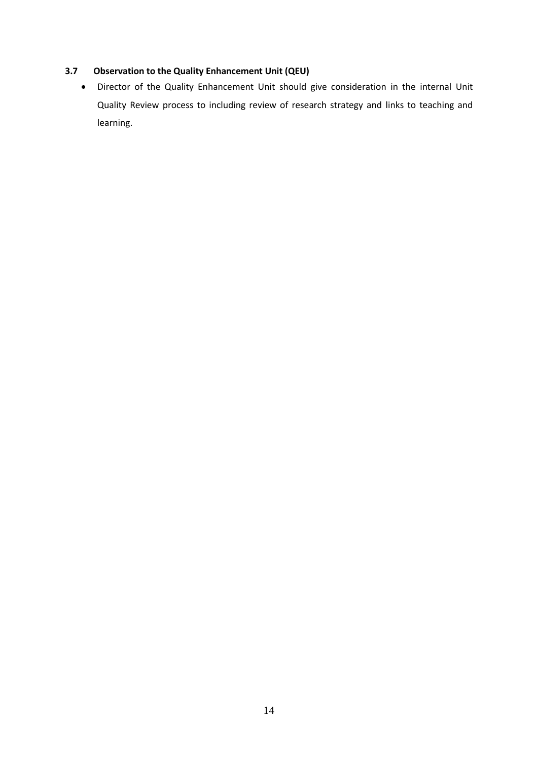### 3.7 Observation to the Quality Enhancement Unit (QEU)

- Director of the Quality Enhancement Unit should give consideration in the internal Unit Quality Review process to including review of research strategy and links to teaching and learning.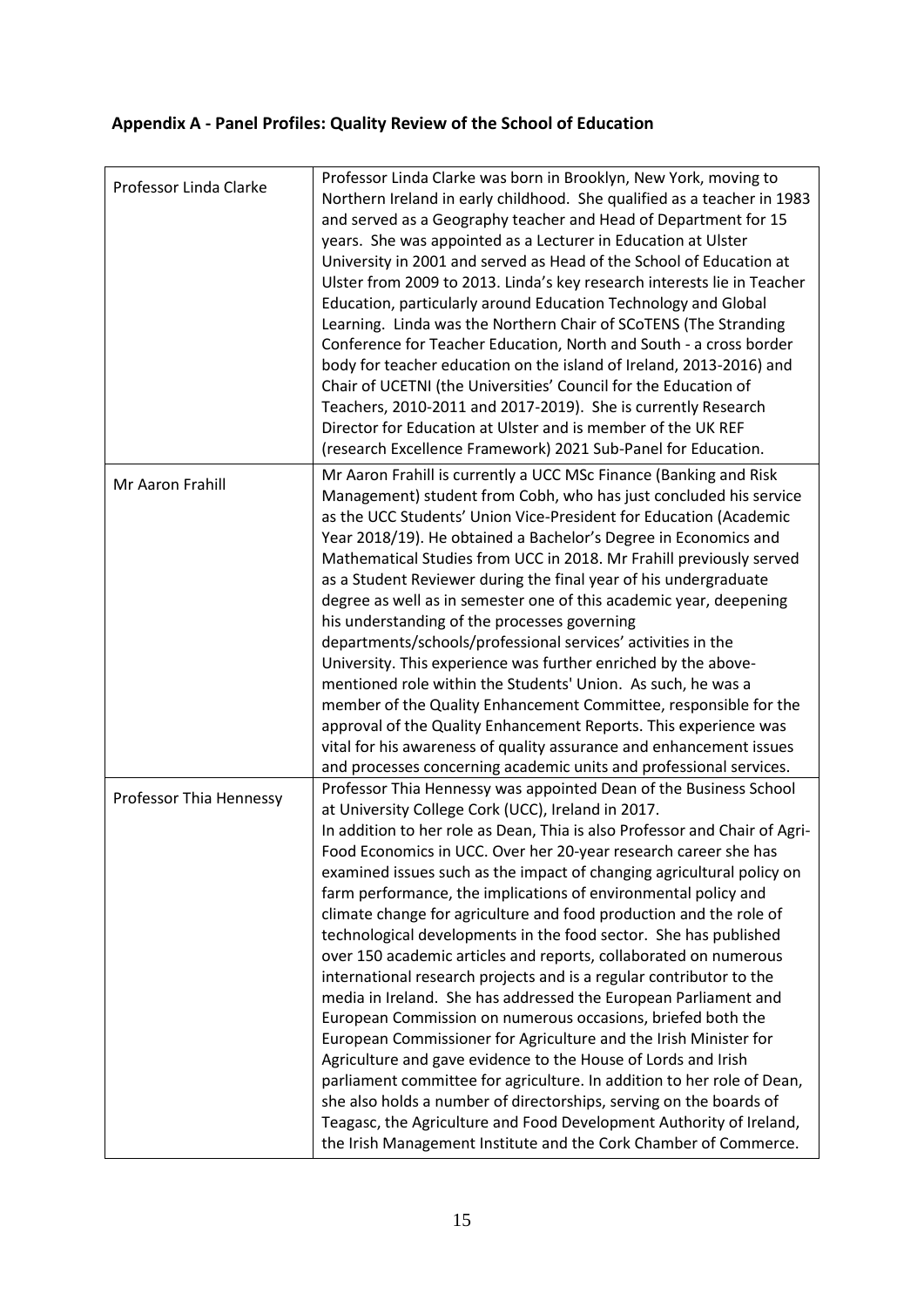## Appendix A - Panel Profiles: Quality Review of the School of Education

| | |
|---|---|
| Professor Linda Clarke | Professor Linda Clarke was born in Brooklyn, New York, moving to Northern Ireland in early childhood. She qualified as a teacher in 1983 and served as a Geography teacher and Head of Department for 15 years. She was appointed as a Lecturer in Education at Ulster University in 2001 and served as Head of the School of Education at Ulster from 2009 to 2013. Linda's key research interests lie in Teacher Education, particularly around Education Technology and Global Learning. Linda was the Northern Chair of SCoTENS (The Stranding Conference for Teacher Education, North and South - a cross border body for teacher education on the island of Ireland, 2013-2016) and Chair of UCETNI (the Universities' Council for the Education of Teachers, 2010-2011 and 2017-2019). She is currently Research Director for Education at Ulster and is member of the UK REF (research Excellence Framework) 2021 Sub-Panel for Education. |
| Mr Aaron Frahill | Mr Aaron Frahill is currently a UCC MSc Finance (Banking and Risk Management) student from Cobh, who has just concluded his service as the UCC Students' Union Vice-President for Education (Academic Year 2018/19). He obtained a Bachelor's Degree in Economics and Mathematical Studies from UCC in 2018. Mr Frahill previously served as a Student Reviewer during the final year of his undergraduate degree as well as in semester one of this academic year, deepening his understanding of the processes governing departments/schools/professional services' activities in the University. This experience was further enriched by the above-mentioned role within the Students' Union. As such, he was a member of the Quality Enhancement Committee, responsible for the approval of the Quality Enhancement Reports. This experience was vital for his awareness of quality assurance and enhancement issues and processes concerning academic units and professional services. |
| Professor Thia Hennessy | Professor Thia Hennessy was appointed Dean of the Business School at University College Cork (UCC), Ireland in 2017.<br>In addition to her role as Dean, Thia is also Professor and Chair of Agri-Food Economics in UCC. Over her 20-year research career she has examined issues such as the impact of changing agricultural policy on farm performance, the implications of environmental policy and climate change for agriculture and food production and the role of technological developments in the food sector. She has published over 150 academic articles and reports, collaborated on numerous international research projects and is a regular contributor to the media in Ireland. She has addressed the European Parliament and European Commission on numerous occasions, briefed both the European Commissioner for Agriculture and the Irish Minister for Agriculture and gave evidence to the House of Lords and Irish parliament committee for agriculture. In addition to her role of Dean, she also holds a number of directorships, serving on the boards of Teagasc, the Agriculture and Food Development Authority of Ireland, the Irish Management Institute and the Cork Chamber of Commerce. |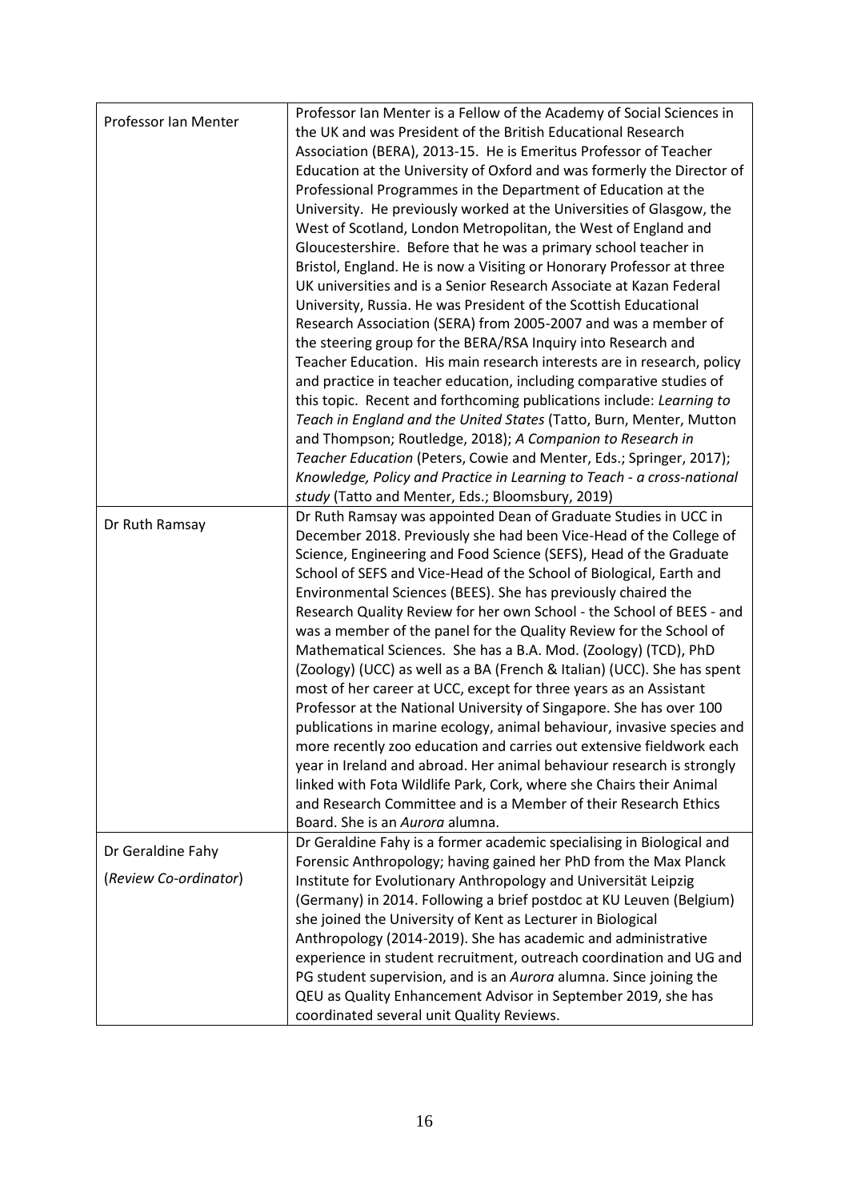| | |
|---|---|
| Professor Ian Menter | Professor Ian Menter is a Fellow of the Academy of Social Sciences in the UK and was President of the British Educational Research Association (BERA), 2013-15. He is Emeritus Professor of Teacher Education at the University of Oxford and was formerly the Director of Professional Programmes in the Department of Education at the University. He previously worked at the Universities of Glasgow, the West of Scotland, London Metropolitan, the West of England and Gloucestershire. Before that he was a primary school teacher in Bristol, England. He is now a Visiting or Honorary Professor at three UK universities and is a Senior Research Associate at Kazan Federal University, Russia. He was President of the Scottish Educational Research Association (SERA) from 2005-2007 and was a member of the steering group for the BERA/RSA Inquiry into Research and Teacher Education. His main research interests are in research, policy and practice in teacher education, including comparative studies of this topic. Recent and forthcoming publications include: *Learning to Teach in England and the United States* (Tatto, Burn, Menter, Mutton and Thompson; Routledge, 2018); *A Companion to Research in Teacher Education* (Peters, Cowie and Menter, Eds.; Springer, 2017); *Knowledge, Policy and Practice in Learning to Teach - a cross-national study* (Tatto and Menter, Eds.; Bloomsbury, 2019) |
| Dr Ruth Ramsay | Dr Ruth Ramsay was appointed Dean of Graduate Studies in UCC in December 2018. Previously she had been Vice-Head of the College of Science, Engineering and Food Science (SEFS), Head of the Graduate School of SEFS and Vice-Head of the School of Biological, Earth and Environmental Sciences (BEES). She has previously chaired the Research Quality Review for her own School - the School of BEES - and was a member of the panel for the Quality Review for the School of Mathematical Sciences. She has a B.A. Mod. (Zoology) (TCD), PhD (Zoology) (UCC) as well as a BA (French & Italian) (UCC). She has spent most of her career at UCC, except for three years as an Assistant Professor at the National University of Singapore. She has over 100 publications in marine ecology, animal behaviour, invasive species and more recently zoo education and carries out extensive fieldwork each year in Ireland and abroad. Her animal behaviour research is strongly linked with Fota Wildlife Park, Cork, where she Chairs their Animal and Research Committee and is a Member of their Research Ethics Board. She is an *Aurora* alumna. |
| Dr Geraldine Fahy (*Review Co-ordinator*) | Dr Geraldine Fahy is a former academic specialising in Biological and Forensic Anthropology; having gained her PhD from the Max Planck Institute for Evolutionary Anthropology and Universität Leipzig (Germany) in 2014. Following a brief postdoc at KU Leuven (Belgium) she joined the University of Kent as Lecturer in Biological Anthropology (2014-2019). She has academic and administrative experience in student recruitment, outreach coordination and UG and PG student supervision, and is an *Aurora* alumna. Since joining the QEU as Quality Enhancement Advisor in September 2019, she has coordinated several unit Quality Reviews. |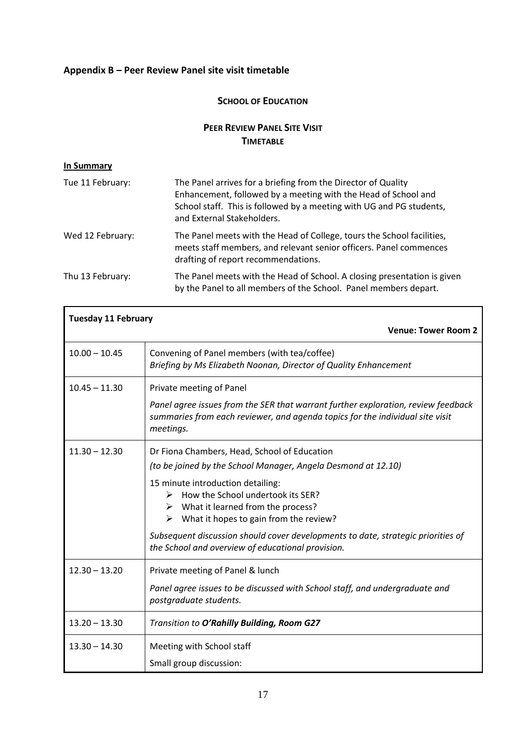## Appendix B – Peer Review Panel site visit timetable

**SCHOOL OF EDUCATION**

**PEER REVIEW PANEL SITE VISIT**
**TIMETABLE**

**In Summary**

| | |
|---|---|
| Tue 11 February: | The Panel arrives for a briefing from the Director of Quality Enhancement, followed by a meeting with the Head of School and School staff. This is followed by a meeting with UG and PG students, and External Stakeholders. |
| Wed 12 February: | The Panel meets with the Head of College, tours the School facilities, meets staff members, and relevant senior officers. Panel commences drafting of report recommendations. |
| Thu 13 February: | The Panel meets with the Head of School. A closing presentation is given by the Panel to all members of the School. Panel members depart. |

| **Tuesday 11 February** | **Venue: Tower Room 2** |
|---|---|
| 10.00 – 10.45 | Convening of Panel members (with tea/coffee)<br>*Briefing by Ms Elizabeth Noonan, Director of Quality Enhancement* |
| 10.45 – 11.30 | Private meeting of Panel<br>*Panel agree issues from the SER that warrant further exploration, review feedback summaries from each reviewer, and agenda topics for the individual site visit meetings.* |
| 11.30 – 12.30 | Dr Fiona Chambers, Head, School of Education<br>*(to be joined by the School Manager, Angela Desmond at 12.10)*<br>15 minute introduction detailing:<br>➢ How the School undertook its SER?<br>➢ What it learned from the process?<br>➢ What it hopes to gain from the review?<br>*Subsequent discussion should cover developments to date, strategic priorities of the School and overview of educational provision.* |
| 12.30 – 13.20 | Private meeting of Panel & lunch<br>*Panel agree issues to be discussed with School staff, and undergraduate and postgraduate students.* |
| 13.20 – 13.30 | *Transition to **O'Rahilly Building, Room G27*** |
| 13.30 – 14.30 | Meeting with School staff<br>Small group discussion: |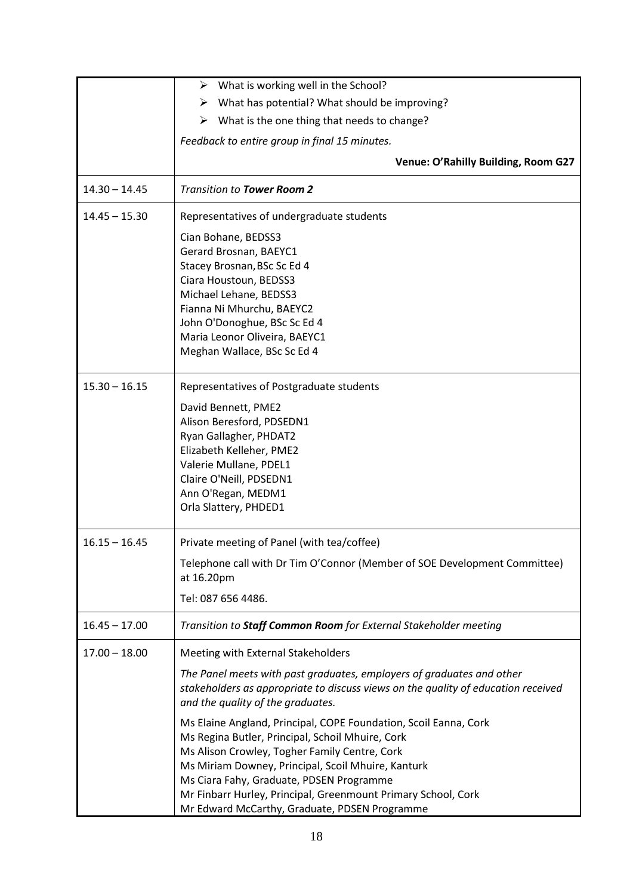| | |
|---|---|
| | ➢ What is working well in the School?<br>➢ What has potential? What should be improving?<br>➢ What is the one thing that needs to change?<br>*Feedback to entire group in final 15 minutes.*<br>**Venue: O'Rahilly Building, Room G27** |
| 14.30 – 14.45 | *Transition to **Tower Room 2*** |
| 14.45 – 15.30 | Representatives of undergraduate students<br>Cian Bohane, BEDSS3<br>Gerard Brosnan, BAEYC1<br>Stacey Brosnan, BSc Sc Ed 4<br>Ciara Houstoun, BEDSS3<br>Michael Lehane, BEDSS3<br>Fianna Ni Mhurchu, BAEYC2<br>John O'Donoghue, BSc Sc Ed 4<br>Maria Leonor Oliveira, BAEYC1<br>Meghan Wallace, BSc Sc Ed 4 |
| 15.30 – 16.15 | Representatives of Postgraduate students<br>David Bennett, PME2<br>Alison Beresford, PDSEDN1<br>Ryan Gallagher, PHDAT2<br>Elizabeth Kelleher, PME2<br>Valerie Mullane, PDEL1<br>Claire O'Neill, PDSEDN1<br>Ann O'Regan, MEDM1<br>Orla Slattery, PHDED1 |
| 16.15 – 16.45 | Private meeting of Panel (with tea/coffee)<br>Telephone call with Dr Tim O'Connor (Member of SOE Development Committee) at 16.20pm<br>Tel: 087 656 4486. |
| 16.45 – 17.00 | *Transition to **Staff Common Room** for External Stakeholder meeting* |
| 17.00 – 18.00 | Meeting with External Stakeholders<br>*The Panel meets with past graduates, employers of graduates and other stakeholders as appropriate to discuss views on the quality of education received and the quality of the graduates.*<br>Ms Elaine Angland, Principal, COPE Foundation, Scoil Eanna, Cork<br>Ms Regina Butler, Principal, Schoil Mhuire, Cork<br>Ms Alison Crowley, Togher Family Centre, Cork<br>Ms Miriam Downey, Principal, Scoil Mhuire, Kanturk<br>Ms Ciara Fahy, Graduate, PDSEN Programme<br>Mr Finbarr Hurley, Principal, Greenmount Primary School, Cork<br>Mr Edward McCarthy, Graduate, PDSEN Programme |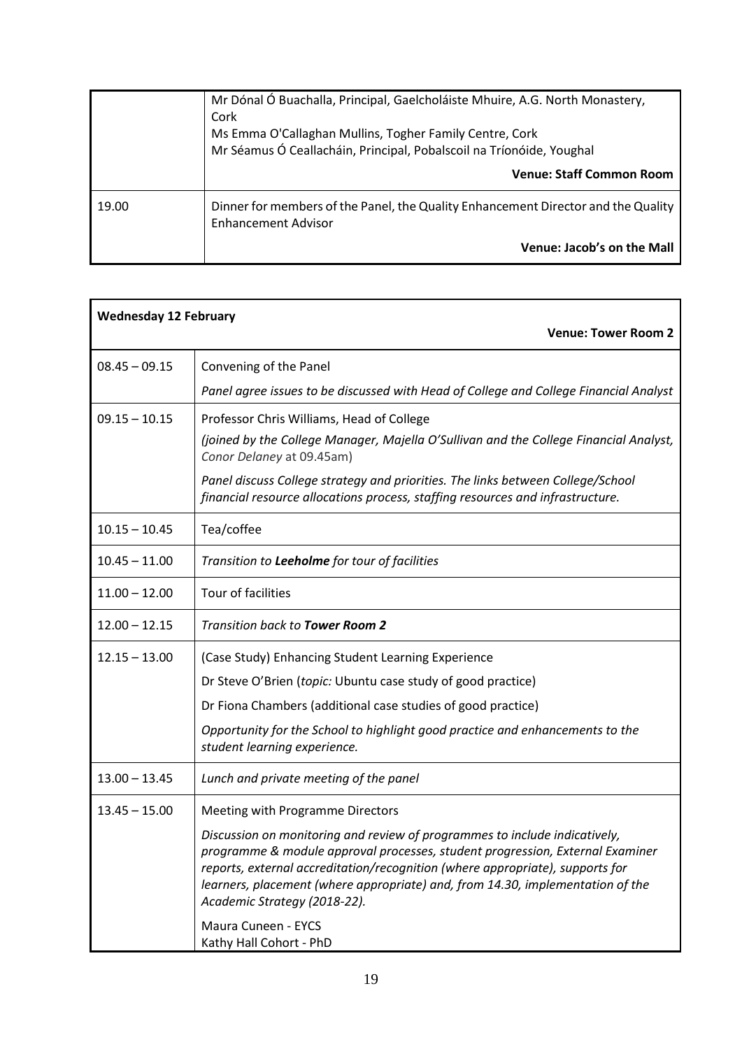| | |
|---|---|
| | Mr Dónal Ó Buachalla, Principal, Gaelcholáiste Mhuire, A.G. North Monastery, Cork<br>Ms Emma O'Callaghan Mullins, Togher Family Centre, Cork<br>Mr Séamus Ó Ceallacháin, Principal, Pobalscoil na Tríonóide, Youghal<br>**Venue: Staff Common Room** |
| 19.00 | Dinner for members of the Panel, the Quality Enhancement Director and the Quality Enhancement Advisor<br>**Venue: Jacob's on the Mall** |

| **Wednesday 12 February** | **Venue: Tower Room 2** |
|---|---|
| 08.45 – 09.15 | Convening of the Panel<br>*Panel agree issues to be discussed with Head of College and College Financial Analyst* |
| 09.15 – 10.15 | Professor Chris Williams, Head of College<br>*(joined by the College Manager, Majella O'Sullivan and the College Financial Analyst, Conor Delaney* at 09.45am)<br>*Panel discuss College strategy and priorities. The links between College/School financial resource allocations process, staffing resources and infrastructure.* |
| 10.15 – 10.45 | Tea/coffee |
| 10.45 – 11.00 | *Transition to **Leeholme** for tour of facilities* |
| 11.00 – 12.00 | Tour of facilities |
| 12.00 – 12.15 | *Transition back to **Tower Room 2*** |
| 12.15 – 13.00 | (Case Study) Enhancing Student Learning Experience<br>Dr Steve O'Brien (*topic:* Ubuntu case study of good practice)<br>Dr Fiona Chambers (additional case studies of good practice)<br>*Opportunity for the School to highlight good practice and enhancements to the student learning experience.* |
| 13.00 – 13.45 | *Lunch and private meeting of the panel* |
| 13.45 – 15.00 | Meeting with Programme Directors<br>*Discussion on monitoring and review of programmes to include indicatively, programme & module approval processes, student progression, External Examiner reports, external accreditation/recognition (where appropriate), supports for learners, placement (where appropriate) and, from 14.30, implementation of the Academic Strategy (2018-22).*<br>Maura Cuneen - EYCS<br>Kathy Hall Cohort - PhD |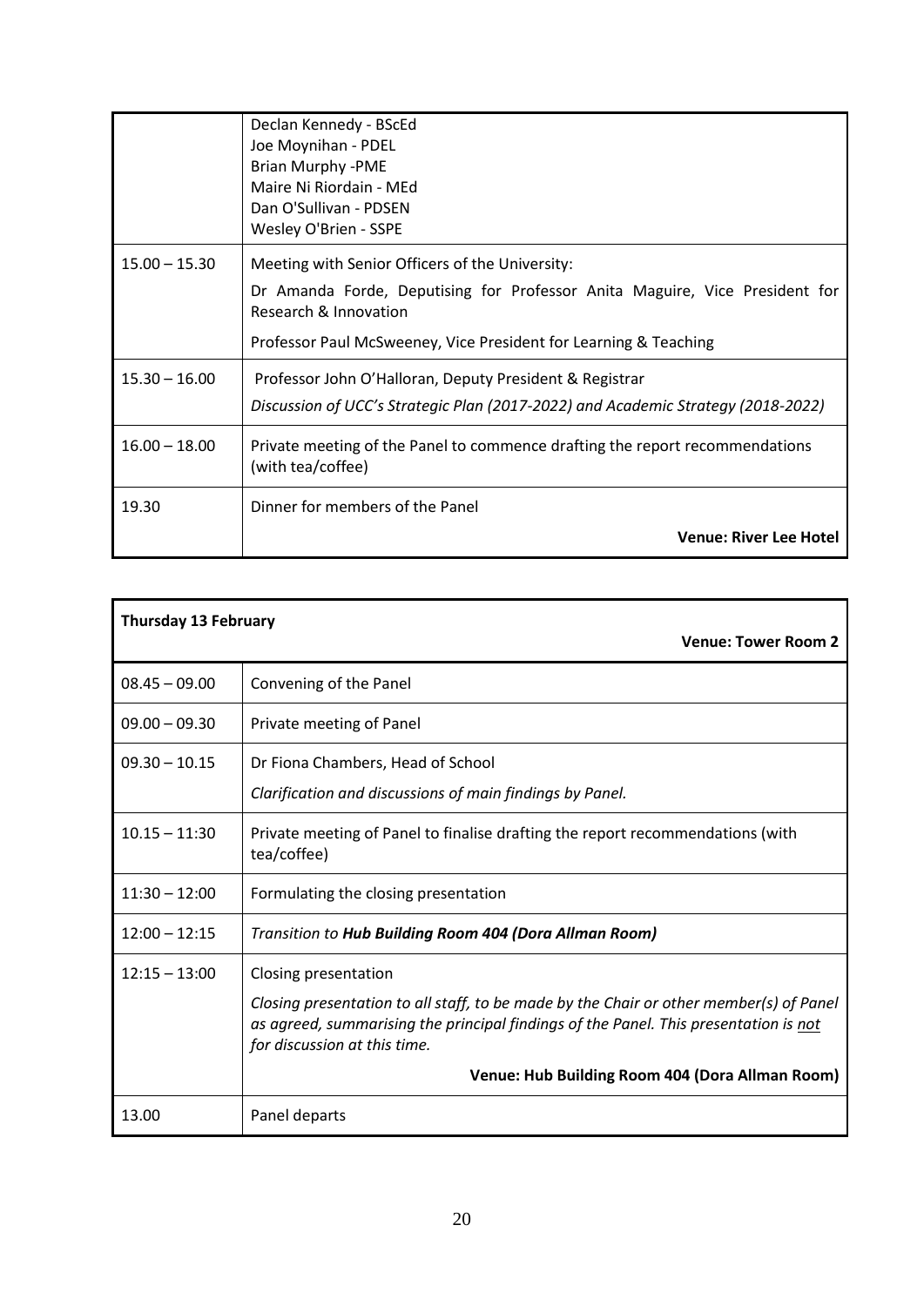| | |
|---|---|
| | Declan Kennedy - BScEd<br>Joe Moynihan - PDEL<br>Brian Murphy -PME<br>Maire Ni Riordain - MEd<br>Dan O'Sullivan - PDSEN<br>Wesley O'Brien - SSPE |
| 15.00 – 15.30 | Meeting with Senior Officers of the University:<br>Dr Amanda Forde, Deputising for Professor Anita Maguire, Vice President for Research & Innovation<br>Professor Paul McSweeney, Vice President for Learning & Teaching |
| 15.30 – 16.00 | Professor John O'Halloran, Deputy President & Registrar<br>*Discussion of UCC's Strategic Plan (2017-2022) and Academic Strategy (2018-2022)* |
| 16.00 – 18.00 | Private meeting of the Panel to commence drafting the report recommendations (with tea/coffee) |
| 19.30 | Dinner for members of the Panel<br>**Venue: River Lee Hotel** |

| **Thursday 13 February** | **Venue: Tower Room 2** |
|---|---|
| 08.45 – 09.00 | Convening of the Panel |
| 09.00 – 09.30 | Private meeting of Panel |
| 09.30 – 10.15 | Dr Fiona Chambers, Head of School<br>*Clarification and discussions of main findings by Panel.* |
| 10.15 – 11:30 | Private meeting of Panel to finalise drafting the report recommendations (with tea/coffee) |
| 11:30 – 12:00 | Formulating the closing presentation |
| 12:00 – 12:15 | *Transition to **Hub Building Room 404 (Dora Allman Room)*** |
| 12:15 – 13:00 | Closing presentation<br>*Closing presentation to all staff, to be made by the Chair or other member(s) of Panel as agreed, summarising the principal findings of the Panel. This presentation is not for discussion at this time.*<br>**Venue: Hub Building Room 404 (Dora Allman Room)** |
| 13.00 | Panel departs |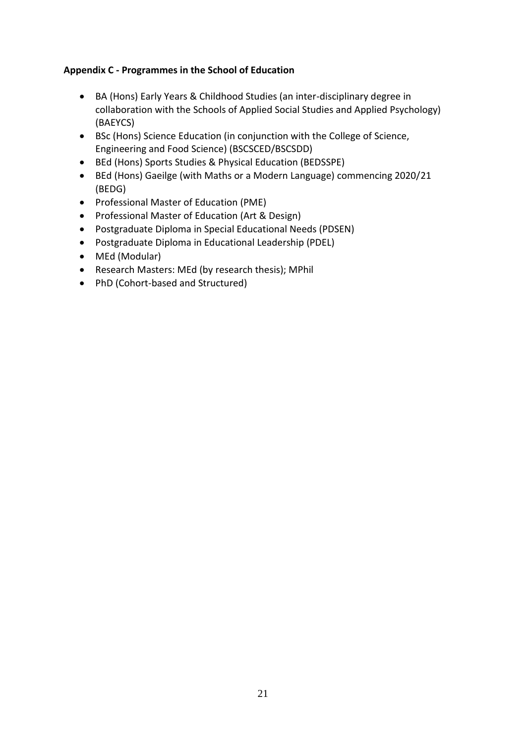**Appendix C - Programmes in the School of Education**

- BA (Hons) Early Years & Childhood Studies (an inter-disciplinary degree in collaboration with the Schools of Applied Social Studies and Applied Psychology) (BAEYCS)
- BSc (Hons) Science Education (in conjunction with the College of Science, Engineering and Food Science) (BSCSCED/BSCSDD)
- BEd (Hons) Sports Studies & Physical Education (BEDSSPE)
- BEd (Hons) Gaeilge (with Maths or a Modern Language) commencing 2020/21 (BEDG)
- Professional Master of Education (PME)
- Professional Master of Education (Art & Design)
- Postgraduate Diploma in Special Educational Needs (PDSEN)
- Postgraduate Diploma in Educational Leadership (PDEL)
- MEd (Modular)
- Research Masters: MEd (by research thesis); MPhil
- PhD (Cohort-based and Structured)